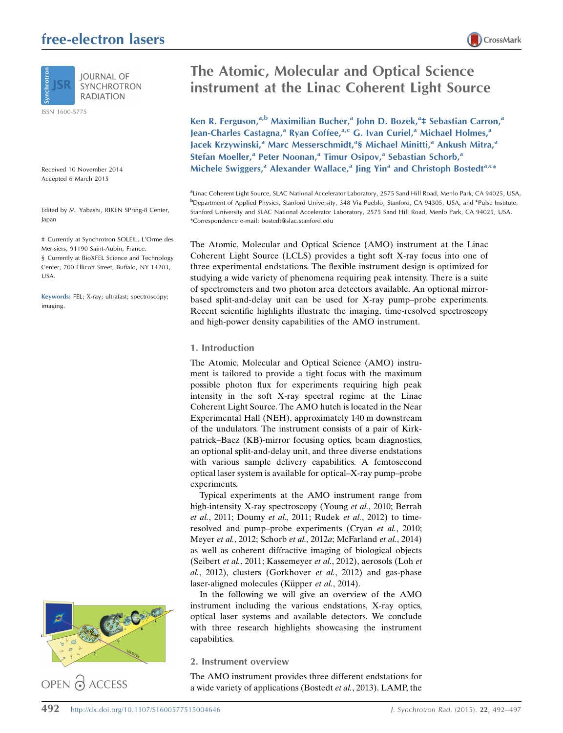# The Atomic, Molecular and Optical Science instrument at the Linac Coherent Light Source

Ken R. Ferguson,[a,b] Maximilian Bucher,[a] John D. Bozek,[a]‡ Sebastian Carron,[a] Jean-Charles Castagna,[a] Ryan Coffee,[a,c] G. Ivan Curiel,[a] Michael Holmes,[a] Jacek Krzywinski,[a] Marc Messerschmidt,[a]§ Michael Minitti,[a] Ankush Mitra,[a] Stefan Moeller,[a] Peter Noonan,[a] Timur Osipov,[a] Sebastian Schorb,[a] Michele Swiggers,[a] Alexander Wallace,[a] Jing Yin[a] and Christoph Bostedt[a,c]*

[a]Linac Coherent Light Source, SLAC National Accelerator Laboratory, 2575 Sand Hill Road, Menlo Park, CA 94025, USA, [b]Department of Applied Physics, Stanford University, 348 Via Pueblo, Stanford, CA 94305, USA, and [c]Pulse Institute, Stanford University and SLAC National Accelerator Laboratory, 2575 Sand Hill Road, Menlo Park, CA 94025, USA. *Correspondence e-mail: bostedt@slac.stanford.edu

Received 10 November 2014
Accepted 6 March 2015

Edited by M. Yabashi, RIKEN SPring-8 Center, Japan

‡ Currently at Synchrotron SOLEIL, L'Orme des Merisiers, 91190 Saint-Aubin, France.
§ Currently at BioXFEL Science and Technology Center, 700 Ellicott Street, Buffalo, NY 14203, USA.

**Keywords:** FEL; X-ray; ultrafast; spectroscopy; imaging.

The Atomic, Molecular and Optical Science (AMO) instrument at the Linac Coherent Light Source (LCLS) provides a tight soft X-ray focus into one of three experimental endstations. The flexible instrument design is optimized for studying a wide variety of phenomena requiring peak intensity. There is a suite of spectrometers and two photon area detectors available. An optional mirror-based split-and-delay unit can be used for X-ray pump–probe experiments. Recent scientific highlights illustrate the imaging, time-resolved spectroscopy and high-power density capabilities of the AMO instrument.

## 1. Introduction

The Atomic, Molecular and Optical Science (AMO) instrument is tailored to provide a tight focus with the maximum possible photon flux for experiments requiring high peak intensity in the soft X-ray spectral regime at the Linac Coherent Light Source. The AMO hutch is located in the Near Experimental Hall (NEH), approximately 140 m downstream of the undulators. The instrument consists of a pair of Kirkpatrick–Baez (KB)-mirror focusing optics, beam diagnostics, an optional split-and-delay unit, and three diverse endstations with various sample delivery capabilities. A femtosecond optical laser system is available for optical–X-ray pump–probe experiments.

Typical experiments at the AMO instrument range from high-intensity X-ray spectroscopy (Young *et al.*, 2010; Berrah *et al.*, 2011; Doumy *et al.*, 2011; Rudek *et al.*, 2012) to time-resolved and pump–probe experiments (Cryan *et al.*, 2010; Meyer *et al.*, 2012; Schorb *et al.*, 2012*a*; McFarland *et al.*, 2014) as well as coherent diffractive imaging of biological objects (Seibert *et al.*, 2011; Kassemeyer *et al.*, 2012), aerosols (Loh *et al.*, 2012), clusters (Gorkhover *et al.*, 2012) and gas-phase laser-aligned molecules (Küpper *et al.*, 2014).

In the following we will give an overview of the AMO instrument including the various endstations, X-ray optics, optical laser systems and available detectors. We conclude with three research highlights showcasing the instrument capabilities.

## 2. Instrument overview

The AMO instrument provides three different endstations for a wide variety of applications (Bostedt *et al.*, 2013). LAMP, the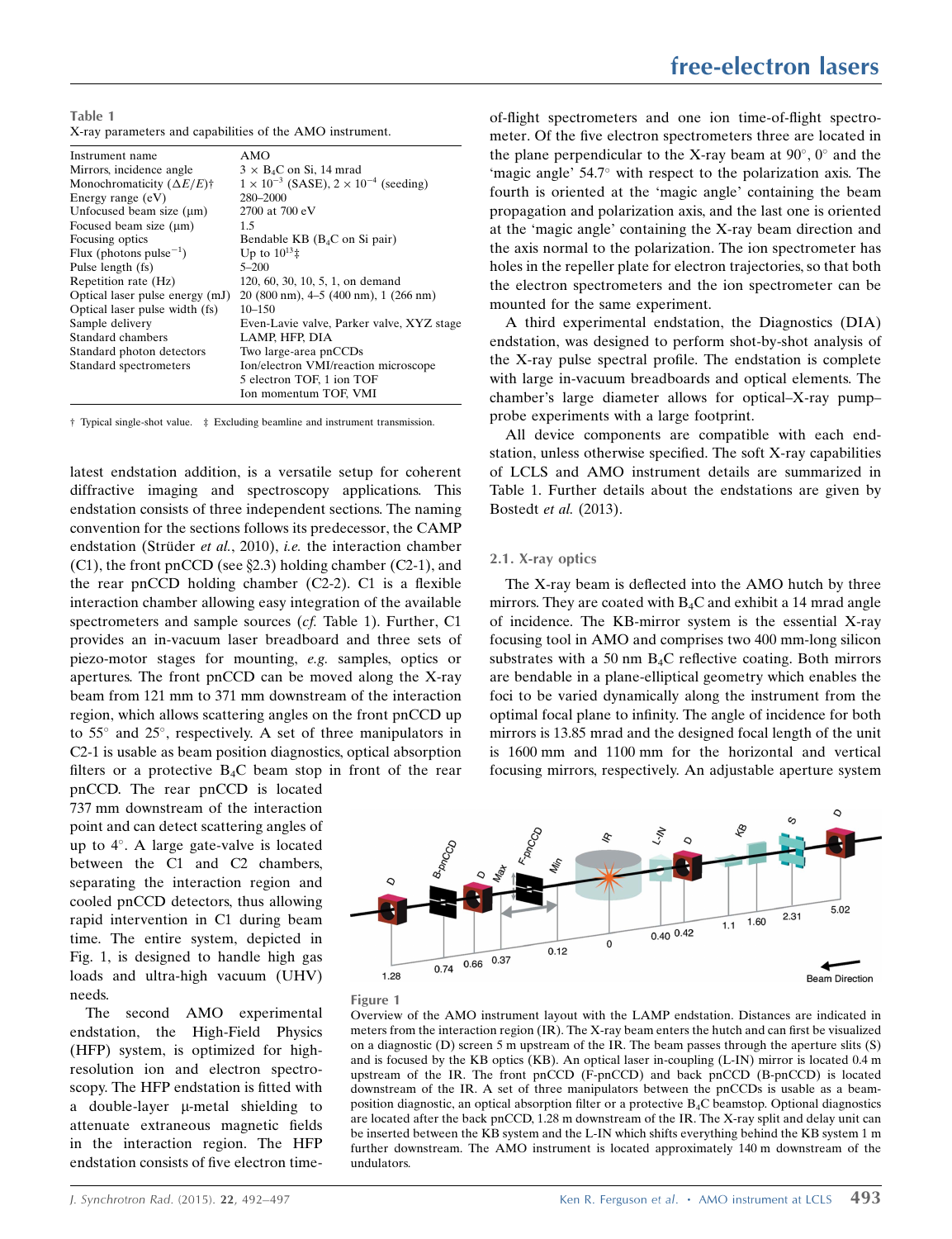Table 1
X-ray parameters and capabilities of the AMO instrument.

| | |
|---|---|
| Instrument name | AMO |
| Mirrors, incidence angle | 3 × $B_4C$ on Si, 14 mrad |
| Monochromaticity ($\Delta E/E$)† | $1 \times 10^{-3}$ (SASE), $2 \times 10^{-4}$ (seeding) |
| Energy range (eV) | 280–2000 |
| Unfocused beam size (µm) | 2700 at 700 eV |
| Focused beam size (µm) | 1.5 |
| Focusing optics | Bendable KB ($B_4C$ on Si pair) |
| Flux (photons pulse$^{-1}$) | Up to $10^{13}$‡ |
| Pulse length (fs) | 5–200 |
| Repetition rate (Hz) | 120, 60, 30, 10, 5, 1, on demand |
| Optical laser pulse energy (mJ) | 20 (800 nm), 4–5 (400 nm), 1 (266 nm) |
| Optical laser pulse width (fs) | 10–150 |
| Sample delivery | Even-Lavie valve, Parker valve, XYZ stage |
| Standard chambers | LAMP, HFP, DIA |
| Standard photon detectors | Two large-area pnCCDs |
| Standard spectrometers | Ion/electron VMI/reaction microscope |
| | 5 electron TOF, 1 ion TOF |
| | Ion momentum TOF, VMI |

† Typical single-shot value. ‡ Excluding beamline and instrument transmission.

latest endstation addition, is a versatile setup for coherent diffractive imaging and spectroscopy applications. This endstation consists of three independent sections. The naming convention for the sections follows its predecessor, the CAMP endstation (Strüder *et al.*, 2010), *i.e.* the interaction chamber (C1), the front pnCCD (see §2.3) holding chamber (C2-1), and the rear pnCCD holding chamber (C2-2). C1 is a flexible interaction chamber allowing easy integration of the available spectrometers and sample sources (*cf.* Table 1). Further, C1 provides an in-vacuum laser breadboard and three sets of piezo-motor stages for mounting, *e.g.* samples, optics or apertures. The front pnCCD can be moved along the X-ray beam from 121 mm to 371 mm downstream of the interaction region, which allows scattering angles on the front pnCCD up to 55° and 25°, respectively. A set of three manipulators in C2-1 is usable as beam position diagnostics, optical absorption filters or a protective $B_4C$ beam stop in front of the rear pnCCD. The rear pnCCD is located 737 mm downstream of the interaction point and can detect scattering angles of up to 4°. A large gate-valve is located between the C1 and C2 chambers, separating the interaction region and cooled pnCCD detectors, thus allowing rapid intervention in C1 during beam time. The entire system, depicted in Fig. 1, is designed to handle high gas loads and ultra-high vacuum (UHV) needs.

The second AMO experimental endstation, the High-Field Physics (HFP) system, is optimized for high-resolution ion and electron spectroscopy. The HFP endstation is fitted with a double-layer µ-metal shielding to attenuate extraneous magnetic fields in the interaction region. The HFP endstation consists of five electron time-of-flight spectrometers and one ion time-of-flight spectrometer. Of the five electron spectrometers three are located in the plane perpendicular to the X-ray beam at 90°, 0° and the 'magic angle' 54.7° with respect to the polarization axis. The fourth is oriented at the 'magic angle' containing the beam propagation and polarization axis, and the last one is oriented at the 'magic angle' containing the X-ray beam direction and the axis normal to the polarization. The ion spectrometer has holes in the repeller plate for electron trajectories, so that both the electron spectrometers and the ion spectrometer can be mounted for the same experiment.

A third experimental endstation, the Diagnostics (DIA) endstation, was designed to perform shot-by-shot analysis of the X-ray pulse spectral profile. The endstation is complete with large in-vacuum breadboards and optical elements. The chamber's large diameter allows for optical–X-ray pump–probe experiments with a large footprint.

All device components are compatible with each endstation, unless otherwise specified. The soft X-ray capabilities of LCLS and AMO instrument details are summarized in Table 1. Further details about the endstations are given by Bostedt *et al.* (2013).

## 2.1. X-ray optics

The X-ray beam is deflected into the AMO hutch by three mirrors. They are coated with $B_4C$ and exhibit a 14 mrad angle of incidence. The KB-mirror system is the essential X-ray focusing tool in AMO and comprises two 400 mm-long silicon substrates with a 50 nm $B_4C$ reflective coating. Both mirrors are bendable in a plane-elliptical geometry which enables the foci to be varied dynamically along the instrument from the optimal focal plane to infinity. The angle of incidence for both mirrors is 13.85 mrad and the designed focal length of the unit is 1600 mm and 1100 mm for the horizontal and vertical focusing mirrors, respectively. An adjustable aperture system

Figure 1
Overview of the AMO instrument layout with the LAMP endstation. Distances are indicated in meters from the interaction region (IR). The X-ray beam enters the hutch and can first be visualized on a diagnostic (D) screen 5 m upstream of the IR. The beam passes through the aperture slits (S) and is focused by the KB optics (KB). An optical laser in-coupling (L-IN) mirror is located 0.4 m upstream of the IR. The front pnCCD (F-pnCCD) and back pnCCD (B-pnCCD) is located downstream of the IR. A set of three manipulators between the pnCCDs is usable as a beam-position diagnostic, an optical absorption filter or a protective $B_4C$ beamstop. Optional diagnostics are located after the back pnCCD, 1.28 m downstream of the IR. The X-ray split and delay unit can be inserted between the KB system and the L-IN which shifts everything behind the KB system 1 m further downstream. The AMO instrument is located approximately 140 m downstream of the undulators.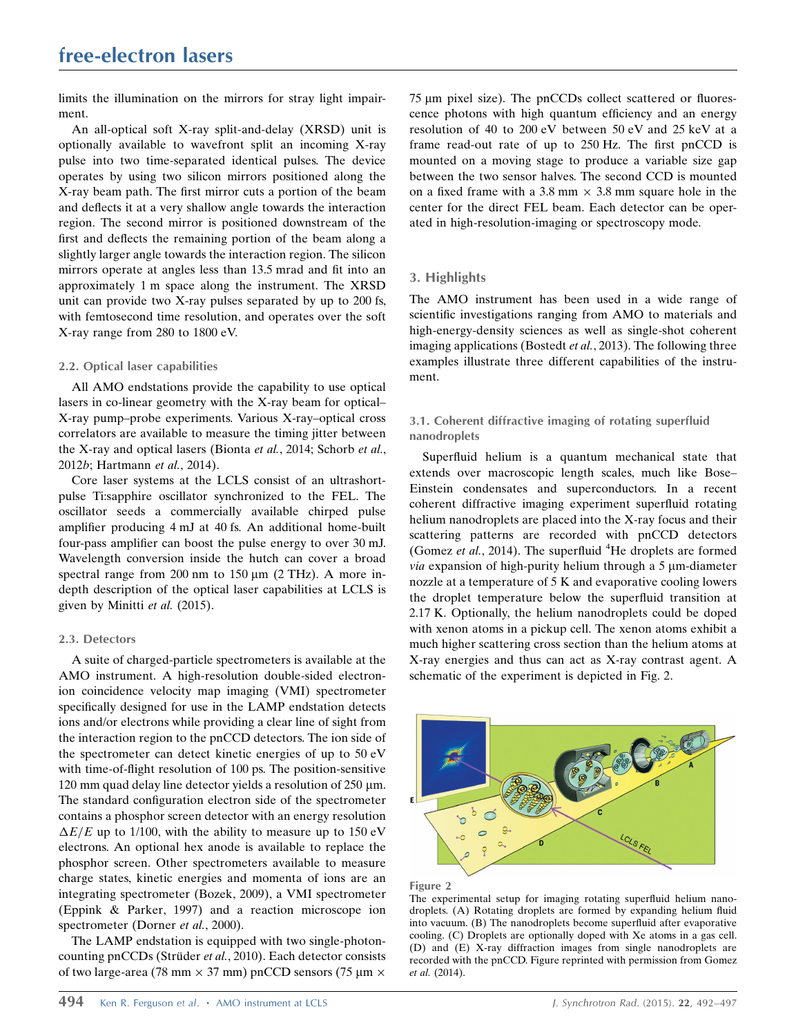limits the illumination on the mirrors for stray light impairment.

An all-optical soft X-ray split-and-delay (XRSD) unit is optionally available to wavefront split an incoming X-ray pulse into two time-separated identical pulses. The device operates by using two silicon mirrors positioned along the X-ray beam path. The first mirror cuts a portion of the beam and deflects it at a very shallow angle towards the interaction region. The second mirror is positioned downstream of the first and deflects the remaining portion of the beam along a slightly larger angle towards the interaction region. The silicon mirrors operate at angles less than 13.5 mrad and fit into an approximately 1 m space along the instrument. The XRSD unit can provide two X-ray pulses separated by up to 200 fs, with femtosecond time resolution, and operates over the soft X-ray range from 280 to 1800 eV.

### 2.2. Optical laser capabilities

All AMO endstations provide the capability to use optical lasers in co-linear geometry with the X-ray beam for optical–X-ray pump–probe experiments. Various X-ray–optical cross correlators are available to measure the timing jitter between the X-ray and optical lasers (Bionta *et al.*, 2014; Schorb *et al.*, 2012*b*; Hartmann *et al.*, 2014).

Core laser systems at the LCLS consist of an ultrashort-pulse Ti:sapphire oscillator synchronized to the FEL. The oscillator seeds a commercially available chirped pulse amplifier producing 4 mJ at 40 fs. An additional home-built four-pass amplifier can boost the pulse energy to over 30 mJ. Wavelength conversion inside the hutch can cover a broad spectral range from 200 nm to 150 µm (2 THz). A more in-depth description of the optical laser capabilities at LCLS is given by Minitti *et al.* (2015).

### 2.3. Detectors

A suite of charged-particle spectrometers is available at the AMO instrument. A high-resolution double-sided electron-ion coincidence velocity map imaging (VMI) spectrometer specifically designed for use in the LAMP endstation detects ions and/or electrons while providing a clear line of sight from the interaction region to the pnCCD detectors. The ion side of the spectrometer can detect kinetic energies of up to 50 eV with time-of-flight resolution of 100 ps. The position-sensitive 120 mm quad delay line detector yields a resolution of 250 µm. The standard configuration electron side of the spectrometer contains a phosphor screen detector with an energy resolution $\Delta E/E$ up to 1/100, with the ability to measure up to 150 eV electrons. An optional hex anode is available to replace the phosphor screen. Other spectrometers available to measure charge states, kinetic energies and momenta of ions are an integrating spectrometer (Bozek, 2009), a VMI spectrometer (Eppink & Parker, 1997) and a reaction microscope ion spectrometer (Dorner *et al.*, 2000).

The LAMP endstation is equipped with two single-photon-counting pnCCDs (Strüder *et al.*, 2010). Each detector consists of two large-area (78 mm × 37 mm) pnCCD sensors (75 µm × 75 µm pixel size). The pnCCDs collect scattered or fluorescence photons with high quantum efficiency and an energy resolution of 40 to 200 eV between 50 eV and 25 keV at a frame read-out rate of up to 250 Hz. The first pnCCD is mounted on a moving stage to produce a variable size gap between the two sensor halves. The second CCD is mounted on a fixed frame with a 3.8 mm × 3.8 mm square hole in the center for the direct FEL beam. Each detector can be operated in high-resolution-imaging or spectroscopy mode.

## 3. Highlights

The AMO instrument has been used in a wide range of scientific investigations ranging from AMO to materials and high-energy-density sciences as well as single-shot coherent imaging applications (Bostedt *et al.*, 2013). The following three examples illustrate three different capabilities of the instrument.

### 3.1. Coherent diffractive imaging of rotating superfluid nanodroplets

Superfluid helium is a quantum mechanical state that extends over macroscopic length scales, much like Bose–Einstein condensates and superconductors. In a recent coherent diffractive imaging experiment superfluid rotating helium nanodroplets are placed into the X-ray focus and their scattering patterns are recorded with pnCCD detectors (Gomez *et al.*, 2014). The superfluid $^4$He droplets are formed *via* expansion of high-purity helium through a 5 µm-diameter nozzle at a temperature of 5 K and evaporative cooling lowers the droplet temperature below the superfluid transition at 2.17 K. Optionally, the helium nanodroplets could be doped with xenon atoms in a pickup cell. The xenon atoms exhibit a much higher scattering cross section than the helium atoms at X-ray energies and thus can act as X-ray contrast agent. A schematic of the experiment is depicted in Fig. 2.

Figure 2
The experimental setup for imaging rotating superfluid helium nanodroplets. (A) Rotating droplets are formed by expanding helium fluid into vacuum. (B) The nanodroplets become superfluid after evaporative cooling. (C) Droplets are optionally doped with Xe atoms in a gas cell. (D) and (E) X-ray diffraction images from single nanodroplets are recorded with the pnCCD. Figure reprinted with permission from Gomez *et al.* (2014).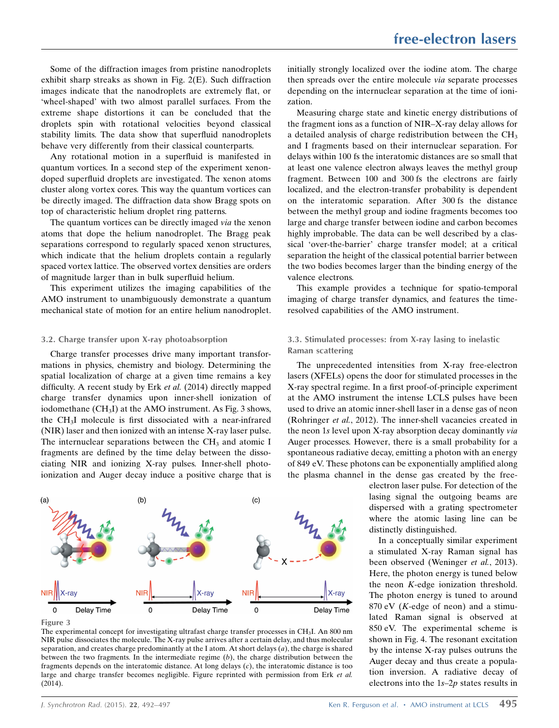Some of the diffraction images from pristine nanodroplets exhibit sharp streaks as shown in Fig. 2(E). Such diffraction images indicate that the nanodroplets are extremely flat, or 'wheel-shaped' with two almost parallel surfaces. From the extreme shape distortions it can be concluded that the droplets spin with rotational velocities beyond classical stability limits. The data show that superfluid nanodroplets behave very differently from their classical counterparts.

Any rotational motion in a superfluid is manifested in quantum vortices. In a second step of the experiment xenon-doped superfluid droplets are investigated. The xenon atoms cluster along vortex cores. This way the quantum vortices can be directly imaged. The diffraction data show Bragg spots on top of characteristic helium droplet ring patterns.

The quantum vortices can be directly imaged *via* the xenon atoms that dope the helium nanodroplet. The Bragg peak separations correspond to regularly spaced xenon structures, which indicate that the helium droplets contain a regularly spaced vortex lattice. The observed vortex densities are orders of magnitude larger than in bulk superfluid helium.

This experiment utilizes the imaging capabilities of the AMO instrument to unambiguously demonstrate a quantum mechanical state of motion for an entire helium nanodroplet.

### 3.2. Charge transfer upon X-ray photoabsorption

Charge transfer processes drive many important transformations in physics, chemistry and biology. Determining the spatial localization of charge at a given time remains a key difficulty. A recent study by Erk *et al.* (2014) directly mapped charge transfer dynamics upon inner-shell ionization of iodomethane ($CH_3I$) at the AMO instrument. As Fig. 3 shows, the $CH_3I$ molecule is first dissociated with a near-infrared (NIR) laser and then ionized with an intense X-ray laser pulse. The internuclear separations between the $CH_3$ and atomic I fragments are defined by the time delay between the dissociating NIR and ionizing X-ray pulses. Inner-shell photoionization and Auger decay induce a positive charge that is initially strongly localized over the iodine atom. The charge then spreads over the entire molecule *via* separate processes depending on the internuclear separation at the time of ionization.

Measuring charge state and kinetic energy distributions of the fragment ions as a function of NIR–X-ray delay allows for a detailed analysis of charge redistribution between the $CH_3$ and I fragments based on their internuclear separation. For delays within 100 fs the interatomic distances are so small that at least one valence electron always leaves the methyl group fragment. Between 100 and 300 fs the electrons are fairly localized, and the electron-transfer probability is dependent on the interatomic separation. After 300 fs the distance between the methyl group and iodine fragments becomes too large and charge transfer between iodine and carbon becomes highly improbable. The data can be well described by a classical 'over-the-barrier' charge transfer model; at a critical separation the height of the classical potential barrier between the two bodies becomes larger than the binding energy of the valence electrons.

This example provides a technique for spatio-temporal imaging of charge transfer dynamics, and features the time-resolved capabilities of the AMO instrument.

**Figure 3**
The experimental concept for investigating ultrafast charge transfer processes in $CH_3I$. An 800 nm NIR pulse dissociates the molecule. The X-ray pulse arrives after a certain delay, and thus molecular separation, and creates charge predominantly at the I atom. At short delays (*a*), the charge is shared between the two fragments. In the intermediate regime (*b*), the charge distribution between the fragments depends on the interatomic distance. At long delays (*c*), the interatomic distance is too large and charge transfer becomes negligible. Figure reprinted with permission from Erk *et al.* (2014).

### 3.3. Stimulated processes: from X-ray lasing to inelastic Raman scattering

The unprecedented intensities from X-ray free-electron lasers (XFELs) opens the door for stimulated processes in the X-ray spectral regime. In a first proof-of-principle experiment at the AMO instrument the intense LCLS pulses have been used to drive an atomic inner-shell laser in a dense gas of neon (Rohringer *et al.*, 2012). The inner-shell vacancies created in the neon 1*s* level upon X-ray absorption decay dominantly *via* Auger processes. However, there is a small probability for a spontaneous radiative decay, emitting a photon with an energy of 849 eV. These photons can be exponentially amplified along the plasma channel in the dense gas created by the free-electron laser pulse. For detection of the lasing signal the outgoing beams are dispersed with a grating spectrometer where the atomic lasing line can be distinctly distinguished.

In a conceptually similar experiment a stimulated X-ray Raman signal has been observed (Weninger *et al.*, 2013). Here, the photon energy is tuned below the neon *K*-edge ionization threshold. The photon energy is tuned to around 870 eV (*K*-edge of neon) and a stimulated Raman signal is observed at 850 eV. The experimental scheme is shown in Fig. 4. The resonant excitation by the intense X-ray pulses outruns the Auger decay and thus create a population inversion. A radiative decay of electrons into the 1*s*–2*p* states results in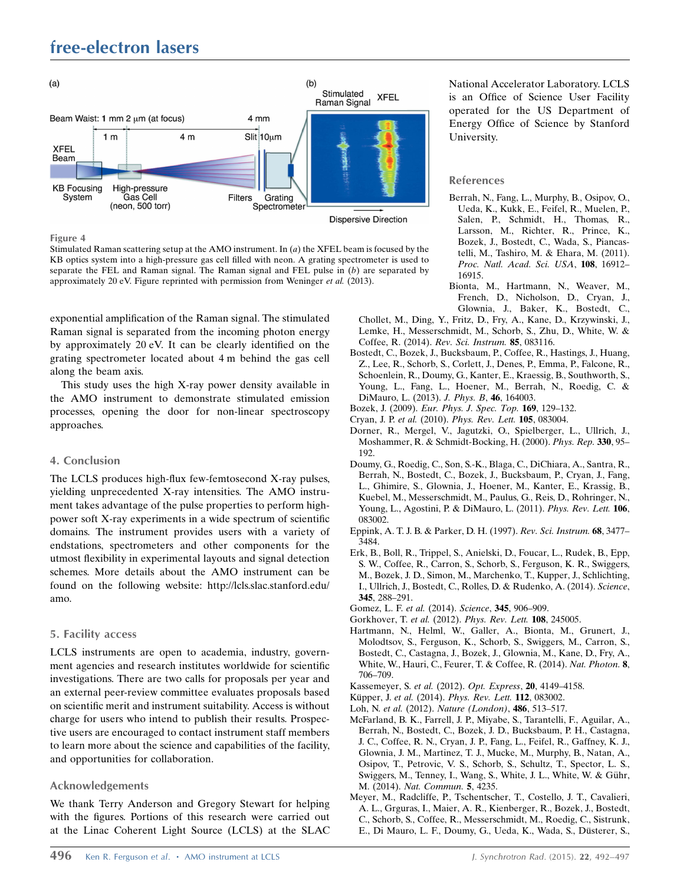Figure 4

Stimulated Raman scattering setup at the AMO instrument. In (*a*) the XFEL beam is focused by the KB optics system into a high-pressure gas cell filled with neon. A grating spectrometer is used to separate the FEL and Raman signal. The Raman signal and FEL pulse in (*b*) are separated by approximately 20 eV. Figure reprinted with permission from Weninger *et al.* (2013).

exponential amplification of the Raman signal. The stimulated Raman signal is separated from the incoming photon energy by approximately 20 eV. It can be clearly identified on the grating spectrometer located about 4 m behind the gas cell along the beam axis.

This study uses the high X-ray power density available in the AMO instrument to demonstrate stimulated emission processes, opening the door for non-linear spectroscopy approaches.

## 4. Conclusion

The LCLS produces high-flux few-femtosecond X-ray pulses, yielding unprecedented X-ray intensities. The AMO instrument takes advantage of the pulse properties to perform high-power soft X-ray experiments in a wide spectrum of scientific domains. The instrument provides users with a variety of endstations, spectrometers and other components for the utmost flexibility in experimental layouts and signal detection schemes. More details about the AMO instrument can be found on the following website: http://lcls.slac.stanford.edu/amo.

## 5. Facility access

LCLS instruments are open to academia, industry, government agencies and research institutes worldwide for scientific investigations. There are two calls for proposals per year and an external peer-review committee evaluates proposals based on scientific merit and instrument suitability. Access is without charge for users who intend to publish their results. Prospective users are encouraged to contact instrument staff members to learn more about the science and capabilities of the facility, and opportunities for collaboration.

### Acknowledgements

We thank Terry Anderson and Gregory Stewart for helping with the figures. Portions of this research were carried out at the Linac Coherent Light Source (LCLS) at the SLAC National Accelerator Laboratory. LCLS is an Office of Science User Facility operated for the US Department of Energy Office of Science by Stanford University.

### References

Berrah, N., Fang, L., Murphy, B., Osipov, O., Ueda, K., Kukk, E., Feifel, R., Muelen, P., Salen, P., Schmidt, H., Thomas, R., Larsson, M., Richter, R., Prince, K., Bozek, J., Bostedt, C., Wada, S., Piancastelli, M., Tashiro, M. & Ehara, M. (2011). *Proc. Natl. Acad. Sci. USA*, **108**, 16912–16915.

Bionta, M., Hartmann, N., Weaver, M., French, D., Nicholson, D., Cryan, J., Glownia, J., Baker, K., Bostedt, C., Chollet, M., Ding, Y., Fritz, D., Fry, A., Kane, D., Krzywinski, J., Lemke, H., Messerschmidt, M., Schorb, S., Zhu, D., White, W. & Coffee, R. (2014). *Rev. Sci. Instrum.* **85**, 083116.

Bostedt, C., Bozek, J., Bucksbaum, P., Coffee, R., Hastings, J., Huang, Z., Lee, R., Schorb, S., Corlett, J., Denes, P., Emma, P., Falcone, R., Schoenlein, R., Doumy, G., Kanter, E., Kraessig, B., Southworth, S., Young, L., Fang, L., Hoener, M., Berrah, N., Roedig, C. & DiMauro, L. (2013). *J. Phys. B*, **46**, 164003.

Bozek, J. (2009). *Eur. Phys. J. Spec. Top.* **169**, 129–132.

Cryan, J. P. *et al.* (2010). *Phys. Rev. Lett.* **105**, 083004.

Dorner, R., Mergel, V., Jagutzki, O., Spielberger, L., Ullrich, J., Moshammer, R. & Schmidt-Bocking, H. (2000). *Phys. Rep.* **330**, 95–192.

Doumy, G., Roedig, C., Son, S.-K., Blaga, C., DiChiara, A., Santra, R., Berrah, N., Bostedt, C., Bozek, J., Bucksbaum, P., Cryan, J., Fang, L., Ghimire, S., Glownia, J., Hoener, M., Kanter, E., Krassig, B., Kuebel, M., Messerschmidt, M., Paulus, G., Reis, D., Rohringer, N., Young, L., Agostini, P. & DiMauro, L. (2011). *Phys. Rev. Lett.* **106**, 083002.

Eppink, A. T. J. B. & Parker, D. H. (1997). *Rev. Sci. Instrum.* **68**, 3477–3484.

Erk, B., Boll, R., Trippel, S., Anielski, D., Foucar, L., Rudek, B., Epp, S. W., Coffee, R., Carron, S., Schorb, S., Ferguson, K. R., Swiggers, M., Bozek, J. D., Simon, M., Marchenko, T., Kupper, J., Schlichting, I., Ullrich, J., Bostedt, C., Rolles, D. & Rudenko, A. (2014). *Science*, **345**, 288–291.

Gomez, L. F. *et al.* (2014). *Science*, **345**, 906–909.

Gorkhover, T. *et al.* (2012). *Phys. Rev. Lett.* **108**, 245005.

Hartmann, N., Helml, W., Galler, A., Bionta, M., Grunert, J., Molodtsov, S., Ferguson, K., Schorb, S., Swiggers, M., Carron, S., Bostedt, C., Castagna, J., Bozek, J., Glownia, M., Kane, D., Fry, A., White, W., Hauri, C., Feurer, T. & Coffee, R. (2014). *Nat. Photon.* **8**, 706–709.

Kassemeyer, S. *et al.* (2012). *Opt. Express*, **20**, 4149–4158.

Küpper, J. *et al.* (2014). *Phys. Rev. Lett.* **112**, 083002.

Loh, N. *et al.* (2012). *Nature (London)*, **486**, 513–517.

McFarland, B. K., Farrell, J. P., Miyabe, S., Tarantelli, F., Aguilar, A., Berrah, N., Bostedt, C., Bozek, J. D., Bucksbaum, P. H., Castagna, J. C., Coffee, R. N., Cryan, J. P., Fang, L., Feifel, R., Gaffney, K. J., Glownia, J. M., Martinez, T. J., Mucke, M., Murphy, B., Natan, A., Osipov, T., Petrovic, V. S., Schorb, S., Schultz, T., Spector, L. S., Swiggers, M., Tenney, I., Wang, S., White, J. L., White, W. & Gühr, M. (2014). *Nat. Commun.* **5**, 4235.

Meyer, M., Radcliffe, P., Tschentscher, T., Costello, J. T., Cavalieri, A. L., Grguras, I., Maier, A. R., Kienberger, R., Bozek, J., Bostedt, C., Schorb, S., Coffee, R., Messerschmidt, M., Roedig, C., Sistrunk, E., Di Mauro, L. F., Doumy, G., Ueda, K., Wada, S., Düsterer, S.,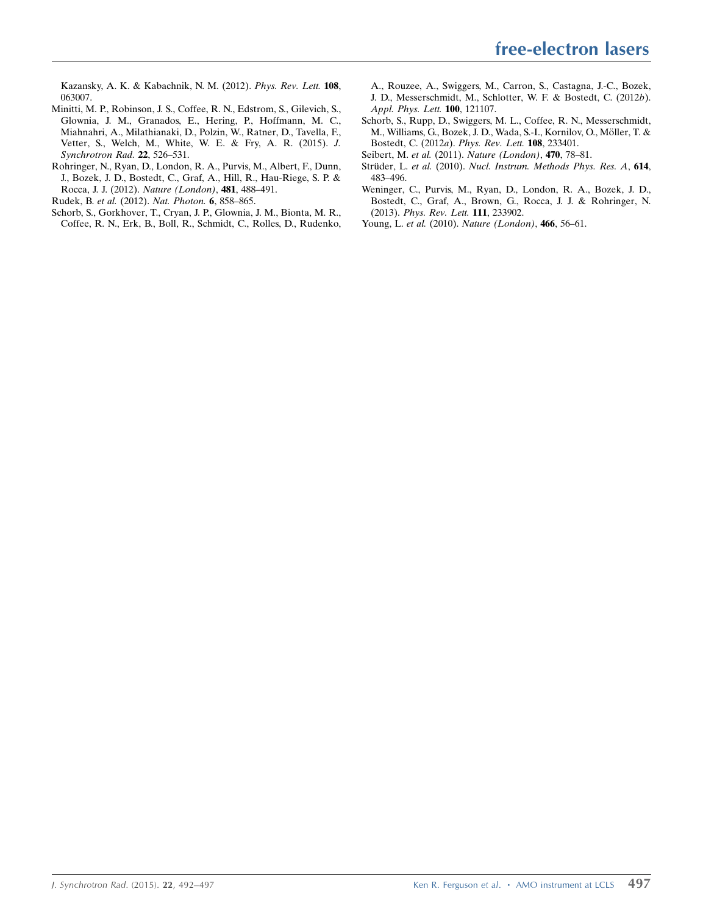Kazansky, A. K. & Kabachnik, N. M. (2012). *Phys. Rev. Lett.* **108**, 063007.

Minitti, M. P., Robinson, J. S., Coffee, R. N., Edstrom, S., Gilevich, S., Glownia, J. M., Granados, E., Hering, P., Hoffmann, M. C., Miahnahri, A., Milathianaki, D., Polzin, W., Ratner, D., Tavella, F., Vetter, S., Welch, M., White, W. E. & Fry, A. R. (2015). *J. Synchrotron Rad.* **22**, 526–531.

Rohringer, N., Ryan, D., London, R. A., Purvis, M., Albert, F., Dunn, J., Bozek, J. D., Bostedt, C., Graf, A., Hill, R., Hau-Riege, S. P. & Rocca, J. J. (2012). *Nature (London)*, **481**, 488–491.

Rudek, B. *et al.* (2012). *Nat. Photon.* **6**, 858–865.

Schorb, S., Gorkhover, T., Cryan, J. P., Glownia, J. M., Bionta, M. R., Coffee, R. N., Erk, B., Boll, R., Schmidt, C., Rolles, D., Rudenko, A., Rouzee, A., Swiggers, M., Carron, S., Castagna, J.-C., Bozek, J. D., Messerschmidt, M., Schlotter, W. F. & Bostedt, C. (2012*b*). *Appl. Phys. Lett.* **100**, 121107.

Schorb, S., Rupp, D., Swiggers, M. L., Coffee, R. N., Messerschmidt, M., Williams, G., Bozek, J. D., Wada, S.-I., Kornilov, O., Möller, T. & Bostedt, C. (2012*a*). *Phys. Rev. Lett.* **108**, 233401.

Seibert, M. *et al.* (2011). *Nature (London)*, **470**, 78–81.

Strüder, L. *et al.* (2010). *Nucl. Instrum. Methods Phys. Res. A*, **614**, 483–496.

Weninger, C., Purvis, M., Ryan, D., London, R. A., Bozek, J. D., Bostedt, C., Graf, A., Brown, G., Rocca, J. J. & Rohringer, N. (2013). *Phys. Rev. Lett.* **111**, 233902.

Young, L. *et al.* (2010). *Nature (London)*, **466**, 56–61.